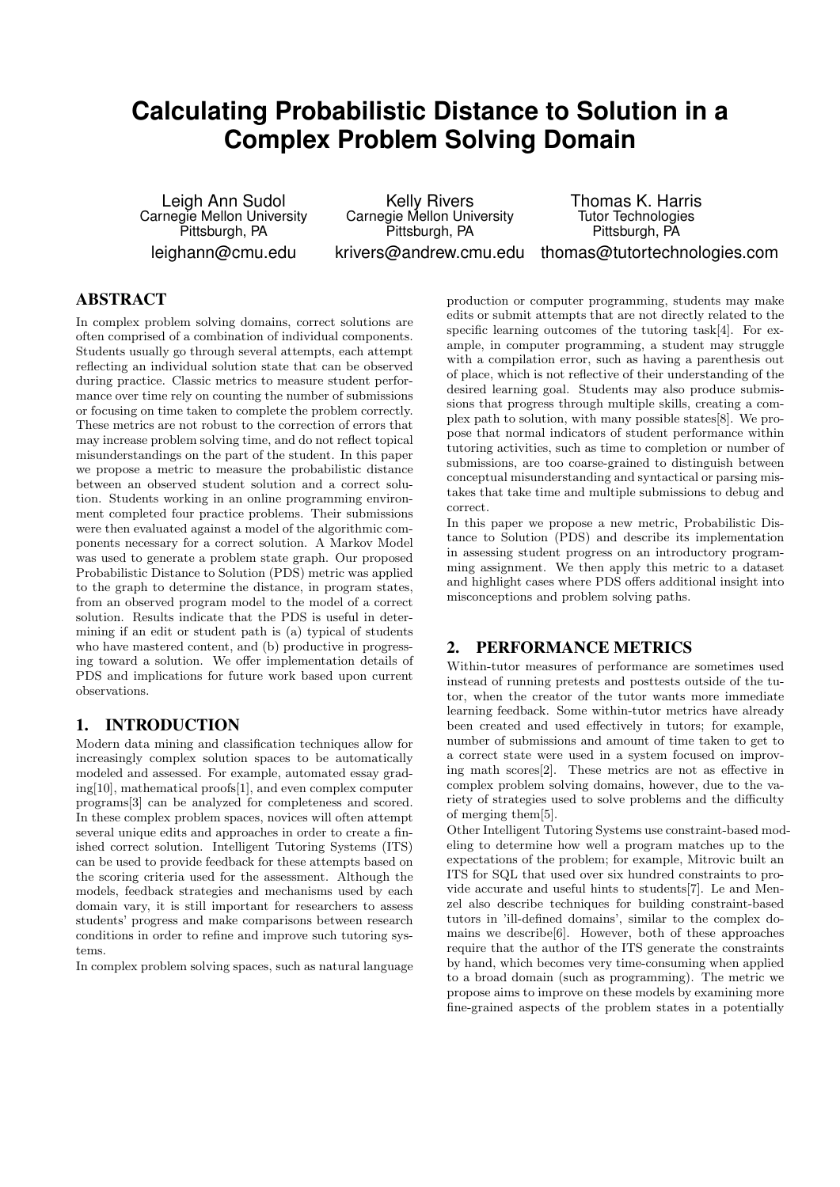# Calculating Probabilistic Distance to Solution in a Complex Problem Solving Domain

Leigh Ann Sudol
Carnegie Mellon University
Pittsburgh, PA
leighann@cmu.edu

Kelly Rivers
Carnegie Mellon University
Pittsburgh, PA
krivers@andrew.cmu.edu

Thomas K. Harris
Tutor Technologies
Pittsburgh, PA
thomas@tutortechnologies.com

## ABSTRACT

In complex problem solving domains, correct solutions are often comprised of a combination of individual components. Students usually go through several attempts, each attempt reflecting an individual solution state that can be observed during practice. Classic metrics to measure student performance over time rely on counting the number of submissions or focusing on time taken to complete the problem correctly. These metrics are not robust to the correction of errors that may increase problem solving time, and do not reflect topical misunderstandings on the part of the student. In this paper we propose a metric to measure the probabilistic distance between an observed student solution and a correct solution. Students working in an online programming environment completed four practice problems. Their submissions were then evaluated against a model of the algorithmic components necessary for a correct solution. A Markov Model was used to generate a problem state graph. Our proposed Probabilistic Distance to Solution (PDS) metric was applied to the graph to determine the distance, in program states, from an observed program model to the model of a correct solution. Results indicate that the PDS is useful in determining if an edit or student path is (a) typical of students who have mastered content, and (b) productive in progressing toward a solution. We offer implementation details of PDS and implications for future work based upon current observations.

## 1. INTRODUCTION

Modern data mining and classification techniques allow for increasingly complex solution spaces to be automatically modeled and assessed. For example, automated essay grading[10], mathematical proofs[1], and even complex computer programs[3] can be analyzed for completeness and scored. In these complex problem spaces, novices will often attempt several unique edits and approaches in order to create a finished correct solution. Intelligent Tutoring Systems (ITS) can be used to provide feedback for these attempts based on the scoring criteria used for the assessment. Although the models, feedback strategies and mechanisms used by each domain vary, it is still important for researchers to assess students' progress and make comparisons between research conditions in order to refine and improve such tutoring systems.

In complex problem solving spaces, such as natural language production or computer programming, students may make edits or submit attempts that are not directly related to the specific learning outcomes of the tutoring task[4]. For example, in computer programming, a student may struggle with a compilation error, such as having a parenthesis out of place, which is not reflective of their understanding of the desired learning goal. Students may also produce submissions that progress through multiple skills, creating a complex path to solution, with many possible states[8]. We propose that normal indicators of student performance within tutoring activities, such as time to completion or number of submissions, are too coarse-grained to distinguish between conceptual misunderstanding and syntactical or parsing mistakes that take time and multiple submissions to debug and correct.

In this paper we propose a new metric, Probabilistic Distance to Solution (PDS) and describe its implementation in assessing student progress on an introductory programming assignment. We then apply this metric to a dataset and highlight cases where PDS offers additional insight into misconceptions and problem solving paths.

## 2. PERFORMANCE METRICS

Within-tutor measures of performance are sometimes used instead of running pretests and posttests outside of the tutor, when the creator of the tutor wants more immediate learning feedback. Some within-tutor metrics have already been created and used effectively in tutors; for example, number of submissions and amount of time taken to get to a correct state were used in a system focused on improving math scores[2]. These metrics are not as effective in complex problem solving domains, however, due to the variety of strategies used to solve problems and the difficulty of merging them[5].

Other Intelligent Tutoring Systems use constraint-based modeling to determine how well a program matches up to the expectations of the problem; for example, Mitrovic built an ITS for SQL that used over six hundred constraints to provide accurate and useful hints to students[7]. Le and Menzel also describe techniques for building constraint-based tutors in 'ill-defined domains', similar to the complex domains we describe[6]. However, both of these approaches require that the author of the ITS generate the constraints by hand, which becomes very time-consuming when applied to a broad domain (such as programming). The metric we propose aims to improve on these models by examining more fine-grained aspects of the problem states in a potentially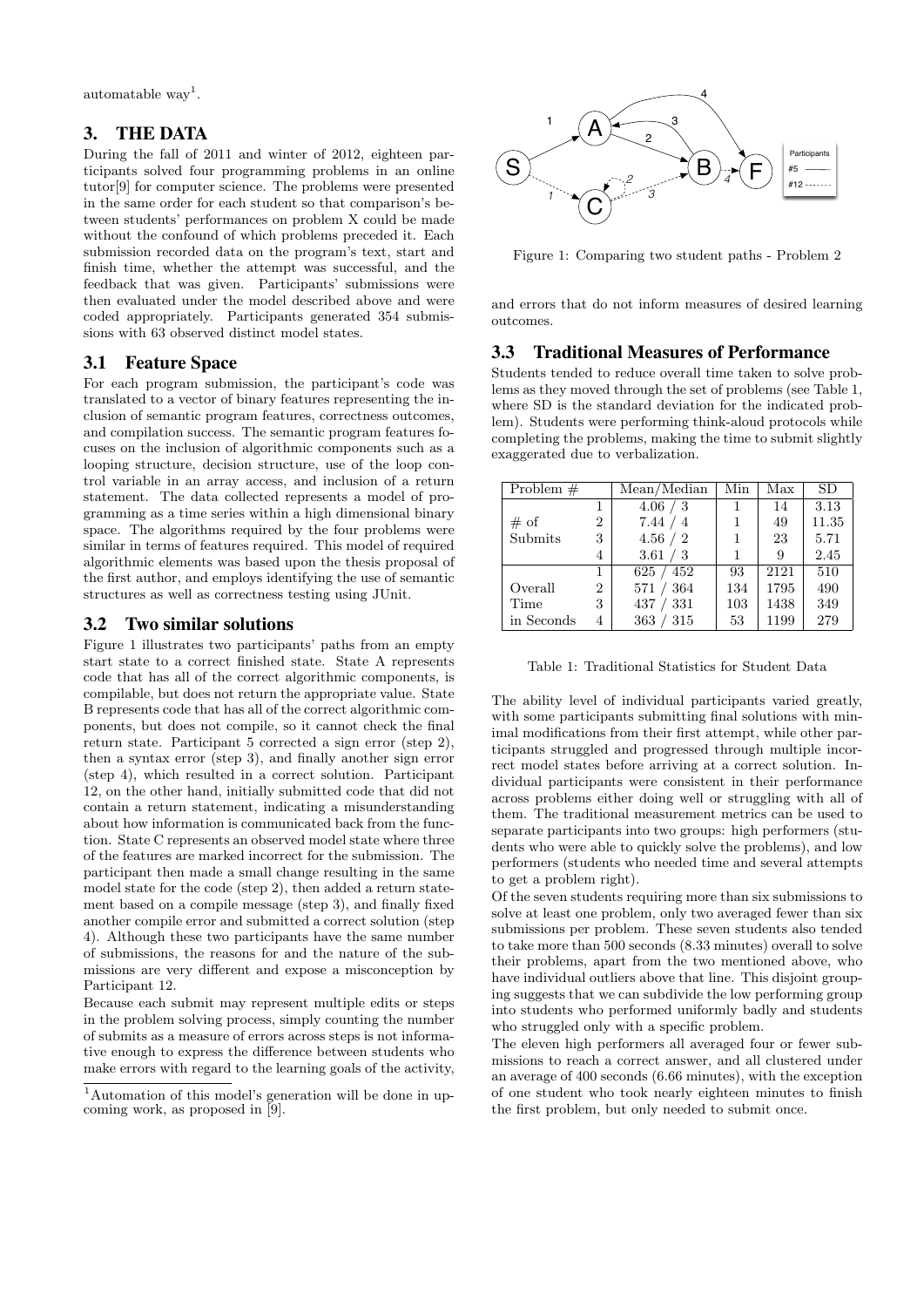automatable way[1].

## 3. THE DATA

During the fall of 2011 and winter of 2012, eighteen participants solved four programming problems in an online tutor[9] for computer science. The problems were presented in the same order for each student so that comparison's between students' performances on problem X could be made without the confound of which problems preceded it. Each submission recorded data on the program's text, start and finish time, whether the attempt was successful, and the feedback that was given. Participants' submissions were then evaluated under the model described above and were coded appropriately. Participants generated 354 submissions with 63 observed distinct model states.

### 3.1 Feature Space

For each program submission, the participant's code was translated to a vector of binary features representing the inclusion of semantic program features, correctness outcomes, and compilation success. The semantic program features focuses on the inclusion of algorithmic components such as a looping structure, decision structure, use of the loop control variable in an array access, and inclusion of a return statement. The data collected represents a model of programming as a time series within a high dimensional binary space. The algorithms required by the four problems were similar in terms of features required. This model of required algorithmic elements was based upon the thesis proposal of the first author, and employs identifying the use of semantic structures as well as correctness testing using JUnit.

### 3.2 Two similar solutions

Figure 1 illustrates two participants' paths from an empty start state to a correct finished state. State A represents code that has all of the correct algorithmic components, is compilable, but does not return the appropriate value. State B represents code that has all of the correct algorithmic components, but does not compile, so it cannot check the final return state. Participant 5 corrected a sign error (step 2), then a syntax error (step 3), and finally another sign error (step 4), which resulted in a correct solution. Participant 12, on the other hand, initially submitted code that did not contain a return statement, indicating a misunderstanding about how information is communicated back from the function. State C represents an observed model state where three of the features are marked incorrect for the submission. The participant then made a small change resulting in the same model state for the code (step 2), then added a return statement based on a compile message (step 3), and finally fixed another compile error and submitted a correct solution (step 4). Although these two participants have the same number of submissions, the reasons for and the nature of the submissions are very different and expose a misconception by Participant 12.

Because each submit may represent multiple edits or steps in the problem solving process, simply counting the number of submits as a measure of errors across steps is not informative enough to express the difference between students who make errors with regard to the learning goals of the activity, and errors that do not inform measures of desired learning outcomes.

[1] Automation of this model's generation will be done in upcoming work, as proposed in [9].

Figure 1: Comparing two student paths - Problem 2

### 3.3 Traditional Measures of Performance

Students tended to reduce overall time taken to solve problems as they moved through the set of problems (see Table 1, where SD is the standard deviation for the indicated problem). Students were performing think-aloud protocols while completing the problems, making the time to submit slightly exaggerated due to verbalization.

| Problem # | | Mean/Median | Min | Max | SD |
|---|---|---|---|---|---|
| # of Submits | 1 | 4.06 / 3 | 1 | 14 | 3.13 |
| | 2 | 7.44 / 4 | 1 | 49 | 11.35 |
| | 3 | 4.56 / 2 | 1 | 23 | 5.71 |
| | 4 | 3.61 / 3 | 1 | 9 | 2.45 |
| Overall Time in Seconds | 1 | 625 / 452 | 93 | 2121 | 510 |
| | 2 | 571 / 364 | 134 | 1795 | 490 |
| | 3 | 437 / 331 | 103 | 1438 | 349 |
| | 4 | 363 / 315 | 53 | 1199 | 279 |

Table 1: Traditional Statistics for Student Data

The ability level of individual participants varied greatly, with some participants submitting final solutions with minimal modifications from their first attempt, while other participants struggled and progressed through multiple incorrect model states before arriving at a correct solution. Individual participants were consistent in their performance across problems either doing well or struggling with all of them. The traditional measurement metrics can be used to separate participants into two groups: high performers (students who were able to quickly solve the problems), and low performers (students who needed time and several attempts to get a problem right).

Of the seven students requiring more than six submissions to solve at least one problem, only two averaged fewer than six submissions per problem. These seven students also tended to take more than 500 seconds (8.33 minutes) overall to solve their problems, apart from the two mentioned above, who have individual outliers above that line. This disjoint grouping suggests that we can subdivide the low performing group into students who performed uniformly badly and students who struggled only with a specific problem.

The eleven high performers all averaged four or fewer submissions to reach a correct answer, and all clustered under an average of 400 seconds (6.66 minutes), with the exception of one student who took nearly eighteen minutes to finish the first problem, but only needed to submit once.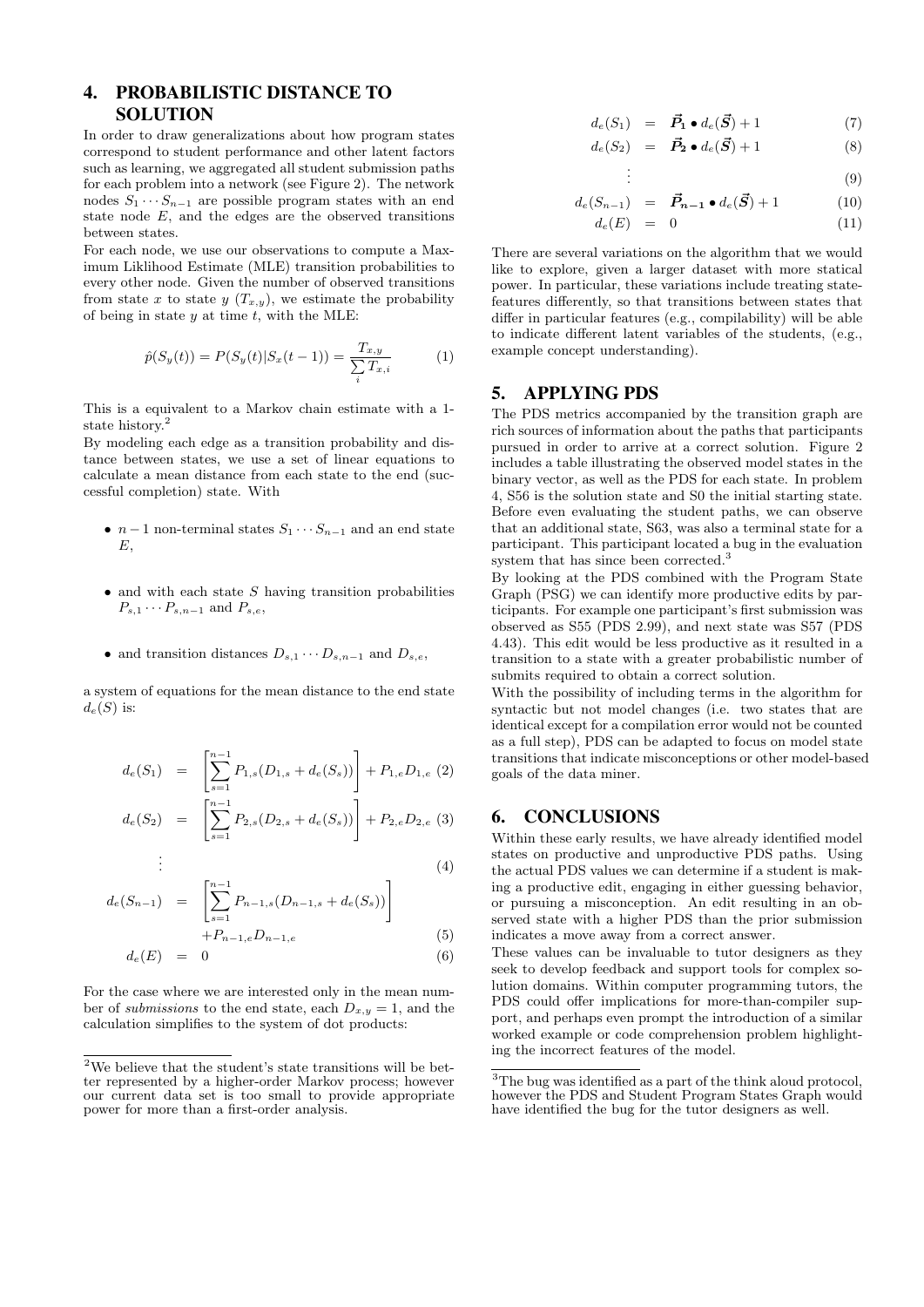## 4. PROBABILISTIC DISTANCE TO SOLUTION

In order to draw generalizations about how program states correspond to student performance and other latent factors such as learning, we aggregated all student submission paths for each problem into a network (see Figure 2). The network nodes $S_1 \cdots S_{n-1}$ are possible program states with an end state node $E$, and the edges are the observed transitions between states.

For each node, we use our observations to compute a Maximum Liklihood Estimate (MLE) transition probabilities to every other node. Given the number of observed transitions from state $x$ to state $y$ ($T_{x,y}$), we estimate the probability of being in state $y$ at time $t$, with the MLE:

$$\hat{p}(S_y(t)) = P(S_y(t)|S_x(t-1)) = \frac{T_{x,y}}{\sum_i T_{x,i}} \quad (1)$$

This is a equivalent to a Markov chain estimate with a 1-state history.[2]

By modeling each edge as a transition probability and distance between states, we use a set of linear equations to calculate a mean distance from each state to the end (successful completion) state. With

- $n-1$ non-terminal states $S_1 \cdots S_{n-1}$ and an end state $E$,
- and with each state $S$ having transition probabilities $P_{s,1} \cdots P_{s,n-1}$ and $P_{s,e}$,
- and transition distances $D_{s,1} \cdots D_{s,n-1}$ and $D_{s,e}$,

a system of equations for the mean distance to the end state $d_e(S)$ is:

$$
\begin{aligned}
d_e(S_1) &= \left[\sum_{s=1}^{n-1} P_{1,s}(D_{1,s} + d_e(S_s))\right] + P_{1,e}D_{1,e} && (2)\\
d_e(S_2) &= \left[\sum_{s=1}^{n-1} P_{2,s}(D_{2,s} + d_e(S_s))\right] + P_{2,e}D_{2,e} && (3)\\
&\vdots && (4)\\
d_e(S_{n-1}) &= \left[\sum_{s=1}^{n-1} P_{n-1,s}(D_{n-1,s} + d_e(S_s))\right] \\
&\quad + P_{n-1,e}D_{n-1,e} && (5)\\
d_e(E) &= 0 && (6)
\end{aligned}
$$

For the case where we are interested only in the mean number of *submissions* to the end state, each $D_{x,y} = 1$, and the calculation simplifies to the system of dot products:

$$
\begin{aligned}
d_e(S_1) &= \vec{\boldsymbol{P}}_{\boldsymbol{1}} \bullet d_e(\vec{\boldsymbol{S}}) + 1 && (7)\\
d_e(S_2) &= \vec{\boldsymbol{P}}_{\boldsymbol{2}} \bullet d_e(\vec{\boldsymbol{S}}) + 1 && (8)\\
&\vdots && (9)\\
d_e(S_{n-1}) &= \vec{\boldsymbol{P}}_{\boldsymbol{n-1}} \bullet d_e(\vec{\boldsymbol{S}}) + 1 && (10)\\
d_e(E) &= 0 && (11)
\end{aligned}
$$

There are several variations on the algorithm that we would like to explore, given a larger dataset with more statical power. In particular, these variations include treating state-features differently, so that transitions between states that differ in particular features (e.g., compilability) will be able to indicate different latent variables of the students, (e.g., example concept understanding).

## 5. APPLYING PDS

The PDS metrics accompanied by the transition graph are rich sources of information about the paths that participants pursued in order to arrive at a correct solution. Figure 2 includes a table illustrating the observed model states in the binary vector, as well as the PDS for each state. In problem 4, S56 is the solution state and S0 the initial starting state. Before even evaluating the student paths, we can observe that an additional state, S63, was also a terminal state for a participant. This participant located a bug in the evaluation system that has since been corrected.[3]

By looking at the PDS combined with the Program State Graph (PSG) we can identify more productive edits by participants. For example one participant's first submission was observed as S55 (PDS 2.99), and next state was S57 (PDS 4.43). This edit would be less productive as it resulted in a transition to a state with a greater probabilistic number of submits required to obtain a correct solution.

With the possibility of including terms in the algorithm for syntactic but not model changes (i.e. two states that are identical except for a compilation error would not be counted as a full step), PDS can be adapted to focus on model state transitions that indicate misconceptions or other model-based goals of the data miner.

## 6. CONCLUSIONS

Within these early results, we have already identified model states on productive and unproductive PDS paths. Using the actual PDS values we can determine if a student is making a productive edit, engaging in either guessing behavior, or pursuing a misconception. An edit resulting in an observed state with a higher PDS than the prior submission indicates a move away from a correct answer.

These values can be invaluable to tutor designers as they seek to develop feedback and support tools for complex solution domains. Within computer programming tutors, the PDS could offer implications for more-than-compiler support, and perhaps even prompt the introduction of a similar worked example or code comprehension problem highlighting the incorrect features of the model.

---

[2] We believe that the student's state transitions will be better represented by a higher-order Markov process; however our current data set is too small to provide appropriate power for more than a first-order analysis.

[3] The bug was identified as a part of the think aloud protocol, however the PDS and Student Program States Graph would have identified the bug for the tutor designers as well.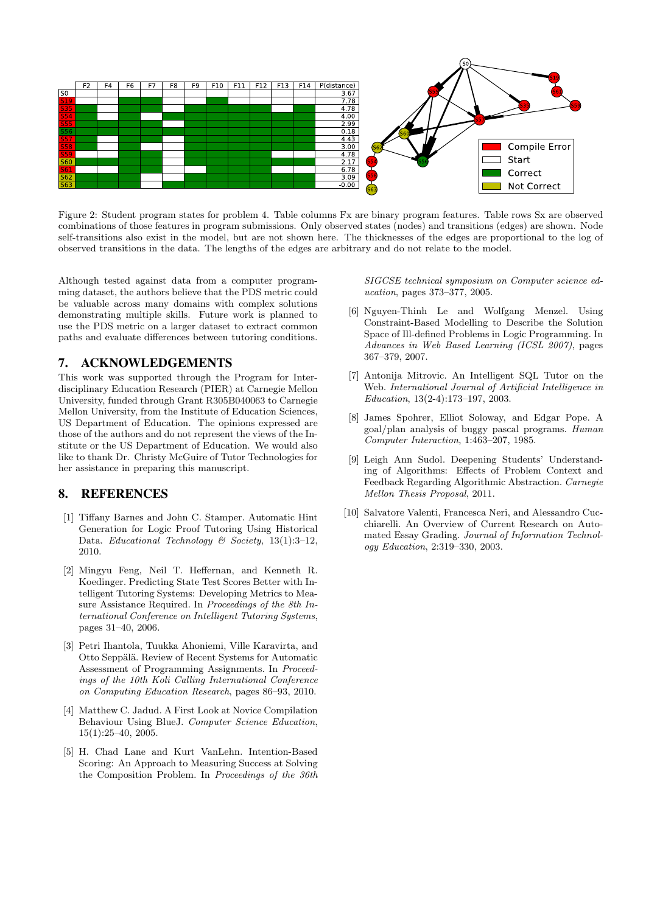| | F2 | F4 | F6 | F7 | F8 | F9 | F10 | F11 | F12 | F13 | F14 | P(distance) |
|---|---|---|---|---|---|---|---|---|---|---|---|---|
| S0 | | | | | | | | | | | | 3.67 |
| S19 | | | | | | | | | | | | 7.78 |
| S35 | | | | | | | | | | | | 4.78 |
| S54 | | | | | | | | | | | | 4.00 |
| S55 | | | | | | | | | | | | 2.99 |
| S56 | | | | | | | | | | | | 0.18 |
| S57 | | | | | | | | | | | | 4.43 |
| S58 | | | | | | | | | | | | 3.00 |
| S59 | | | | | | | | | | | | 4.78 |
| S60 | | | | | | | | | | | | 2.17 |
| S61 | | | | | | | | | | | | 6.78 |
| S62 | | | | | | | | | | | | 3.09 |
| S63 | | | | | | | | | | | | -0.00 |

Compile Error
Start
Correct
Not Correct

Figure 2: Student program states for problem 4. Table columns Fx are binary program features. Table rows Sx are observed combinations of those features in program submissions. Only observed states (nodes) and transitions (edges) are shown. Node self-transitions also exist in the model, but are not shown here. The thicknesses of the edges are proportional to the log of observed transitions in the data. The lengths of the edges are arbitrary and do not relate to the model.

Although tested against data from a computer programming dataset, the authors believe that the PDS metric could be valuable across many domains with complex solutions demonstrating multiple skills. Future work is planned to use the PDS metric on a larger dataset to extract common paths and evaluate differences between tutoring conditions.

## 7. ACKNOWLEDGEMENTS

This work was supported through the Program for Interdisciplinary Education Research (PIER) at Carnegie Mellon University, funded through Grant R305B040063 to Carnegie Mellon University, from the Institute of Education Sciences, US Department of Education. The opinions expressed are those of the authors and do not represent the views of the Institute or the US Department of Education. We would also like to thank Dr. Christy McGuire of Tutor Technologies for her assistance in preparing this manuscript.

## 8. REFERENCES

[1] Tiffany Barnes and John C. Stamper. Automatic Hint Generation for Logic Proof Tutoring Using Historical Data. *Educational Technology & Society*, 13(1):3–12, 2010.

[2] Mingyu Feng, Neil T. Heffernan, and Kenneth R. Koedinger. Predicting State Test Scores Better with Intelligent Tutoring Systems: Developing Metrics to Measure Assistance Required. In *Proceedings of the 8th International Conference on Intelligent Tutoring Systems*, pages 31–40, 2006.

[3] Petri Ihantola, Tuukka Ahoniemi, Ville Karavirta, and Otto Seppälä. Review of Recent Systems for Automatic Assessment of Programming Assignments. In *Proceedings of the 10th Koli Calling International Conference on Computing Education Research*, pages 86–93, 2010.

[4] Matthew C. Jadud. A First Look at Novice Compilation Behaviour Using BlueJ. *Computer Science Education*, 15(1):25–40, 2005.

[5] H. Chad Lane and Kurt VanLehn. Intention-Based Scoring: An Approach to Measuring Success at Solving the Composition Problem. In *Proceedings of the 36th SIGCSE technical symposium on Computer science education*, pages 373–377, 2005.

[6] Nguyen-Thinh Le and Wolfgang Menzel. Using Constraint-Based Modelling to Describe the Solution Space of Ill-defined Problems in Logic Programming. In *Advances in Web Based Learning (ICSL 2007)*, pages 367–379, 2007.

[7] Antonija Mitrovic. An Intelligent SQL Tutor on the Web. *International Journal of Artificial Intelligence in Education*, 13(2-4):173–197, 2003.

[8] James Spohrer, Elliot Soloway, and Edgar Pope. A goal/plan analysis of buggy pascal programs. *Human Computer Interaction*, 1:463–207, 1985.

[9] Leigh Ann Sudol. Deepening Students' Understanding of Algorithms: Effects of Problem Context and Feedback Regarding Algorithmic Abstraction. *Carnegie Mellon Thesis Proposal*, 2011.

[10] Salvatore Valenti, Francesca Neri, and Alessandro Cucchiarelli. An Overview of Current Research on Automated Essay Grading. *Journal of Information Technology Education*, 2:319–330, 2003.